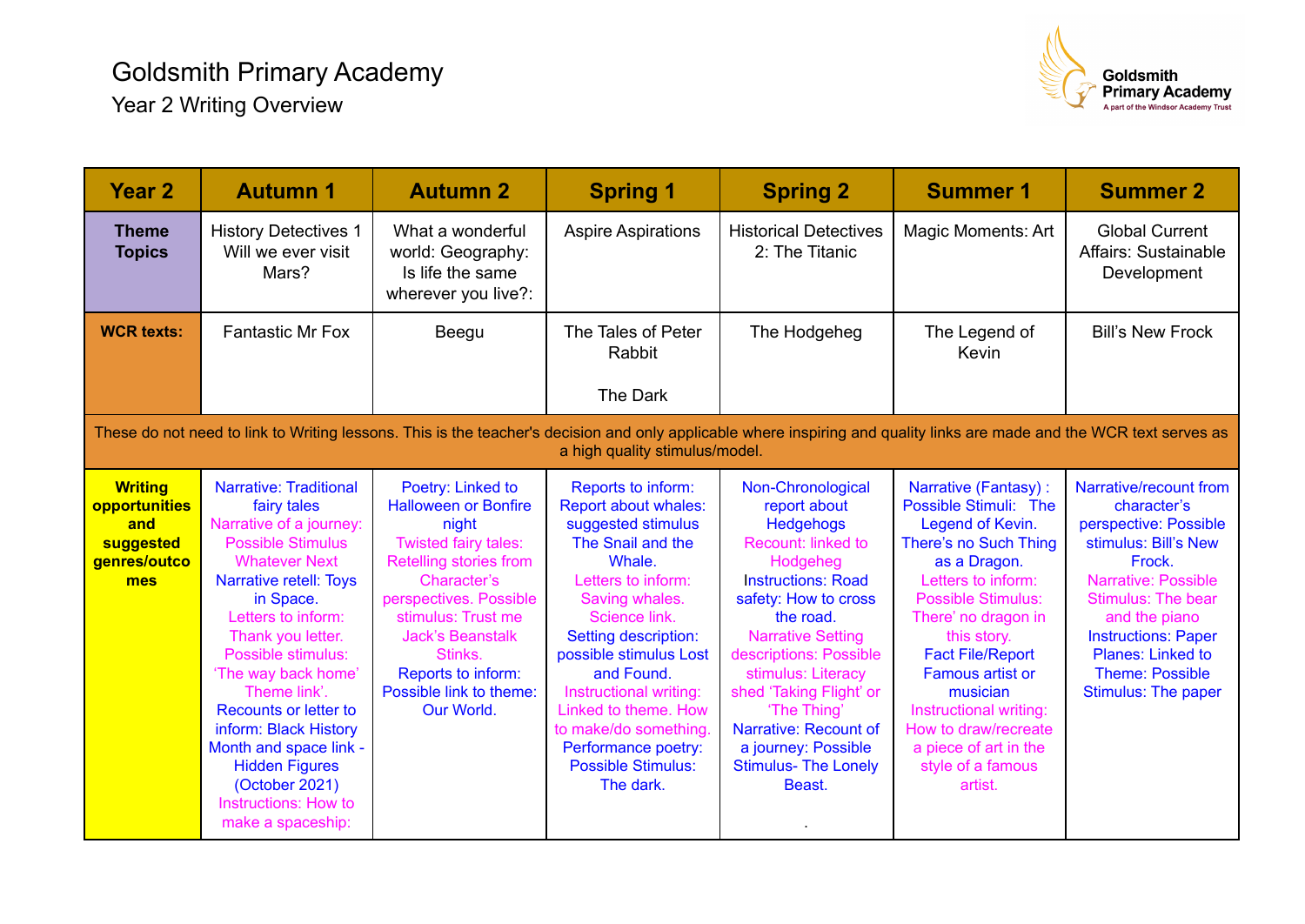# Goldsmith Primary Academy

## Year 2 Writing Overview

| Year 2 | Autumn 1 | Autumn 2 | Spring 1 | Spring 2 | Summer 1 | Summer 2 |
|---|---|---|---|---|---|---|
| **Theme Topics** | History Detectives 1 Will we ever visit Mars? | What a wonderful world: Geography: Is life the same wherever you live?: | Aspire Aspirations | Historical Detectives 2: The Titanic | Magic Moments: Art | Global Current Affairs: Sustainable Development |
| **WCR texts:** | Fantastic Mr Fox | Beegu | The Tales of Peter Rabbit<br><br>The Dark | The Hodgeheg | The Legend of Kevin | Bill's New Frock |
| These do not need to link to Writing lessons. This is the teacher's decision and only applicable where inspiring and quality links are made and the WCR text serves as a high quality stimulus/model. | | | | | | |
| **Writing opportunities and suggested genres/outcomes** | Narrative: Traditional fairy tales<br>Narrative of a journey: Possible Stimulus Whatever Next<br>Narrative retell: Toys in Space.<br>Letters to inform: Thank you letter. Possible stimulus: 'The way back home' Theme link'.<br>Recounts or letter to inform: Black History Month and space link - Hidden Figures (October 2021)<br>Instructions: How to make a spaceship: | Poetry: Linked to Halloween or Bonfire night<br>Twisted fairy tales: Retelling stories from Character's perspectives. Possible stimulus: Trust me Jack's Beanstalk Stinks.<br>Reports to inform: Possible link to theme: Our World. | Reports to inform: Report about whales: suggested stimulus The Snail and the Whale.<br>Letters to inform: Saving whales. Science link.<br>Setting description: possible stimulus Lost and Found.<br>Instructional writing: Linked to theme. How to make/do something.<br>Performance poetry: Possible Stimulus: The dark. | Non-Chronological report about Hedgehogs<br>Recount: linked to Hodgeheg<br>Instructions: Road safety: How to cross the road.<br>Narrative Setting descriptions: Possible stimulus: Literacy shed 'Taking Flight' or 'The Thing'<br>Narrative: Recount of a journey: Possible Stimulus- The Lonely Beast.<br><br>. | Narrative (Fantasy) : Possible Stimuli: The Legend of Kevin. There's no Such Thing as a Dragon.<br>Letters to inform: Possible Stimulus: There' no dragon in this story.<br>Fact File/Report Famous artist or musician<br>Instructional writing: How to draw/recreate a piece of art in the style of a famous artist. | Narrative/recount from character's perspective: Possible stimulus: Bill's New Frock.<br>Narrative: Possible Stimulus: The bear and the piano<br>Instructions: Paper Planes: Linked to Theme: Possible Stimulus: The paper |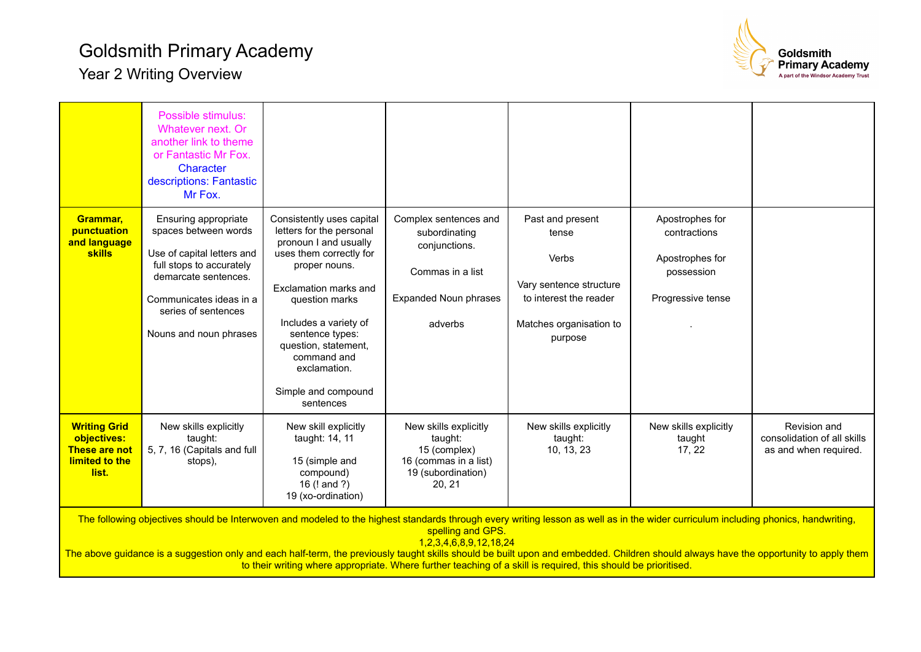# Goldsmith Primary Academy

## Year 2 Writing Overview

| | | | | | | |
|---|---|---|---|---|---|---|
| | Possible stimulus: Whatever next. Or another link to theme or Fantastic Mr Fox. Character descriptions: Fantastic Mr Fox. | | | | | |
| **Grammar, punctuation and language skills** | Ensuring appropriate spaces between words<br><br>Use of capital letters and full stops to accurately demarcate sentences.<br><br>Communicates ideas in a series of sentences<br><br>Nouns and noun phrases | Consistently uses capital letters for the personal pronoun I and usually uses them correctly for proper nouns.<br><br>Exclamation marks and question marks<br><br>Includes a variety of sentence types: question, statement, command and exclamation.<br><br>Simple and compound sentences | Complex sentences and subordinating conjunctions.<br><br>Commas in a list<br><br>Expanded Noun phrases<br><br>adverbs | Past and present tense<br><br>Verbs<br><br>Vary sentence structure to interest the reader<br><br>Matches organisation to purpose | Apostrophes for contractions<br><br>Apostrophes for possession<br><br>Progressive tense<br><br>. | |
| **Writing Grid objectives: These are not limited to the list.** | New skills explicitly taught:<br>5, 7, 16 (Capitals and full stops), | New skill explicitly taught: 14, 11<br><br>15 (simple and compound)<br>16 (! and ?)<br>19 (xo-ordination) | New skills explicitly taught:<br>15 (complex)<br>16 (commas in a list)<br>19 (subordination)<br>20, 21 | New skills explicitly taught:<br>10, 13, 23 | New skills explicitly taught<br>17, 22 | Revision and consolidation of all skills as and when required. |

The following objectives should be Interwoven and modeled to the highest standards through every writing lesson as well as in the wider curriculum including phonics, handwriting, spelling and GPS.
1,2,3,4,6,8,9,12,18,24
The above guidance is a suggestion only and each half-term, the previously taught skills should be built upon and embedded. Children should always have the opportunity to apply them to their writing where appropriate. Where further teaching of a skill is required, this should be prioritised.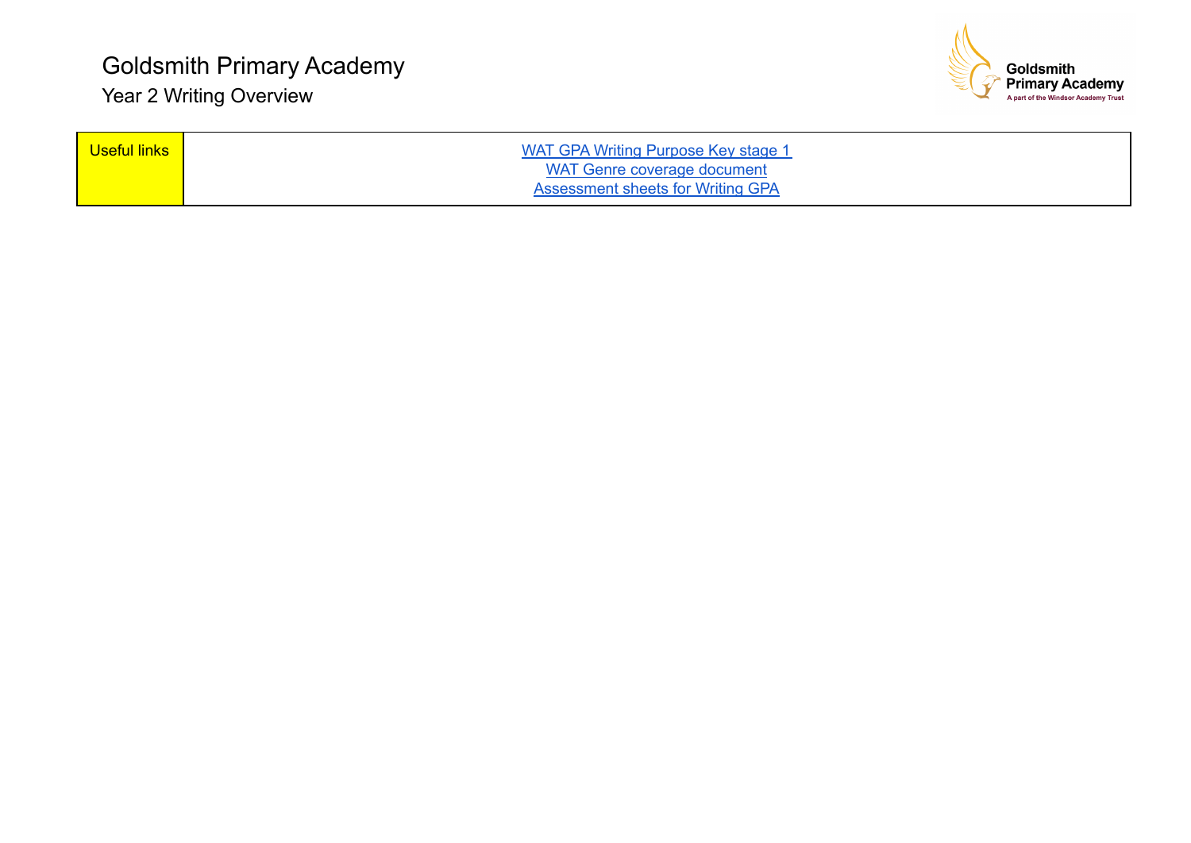# Goldsmith Primary Academy

## Year 2 Writing Overview

| | |
|---|---|
| Useful links | WAT GPA Writing Purpose Key stage 1<br>WAT Genre coverage document<br>Assessment sheets for Writing GPA |